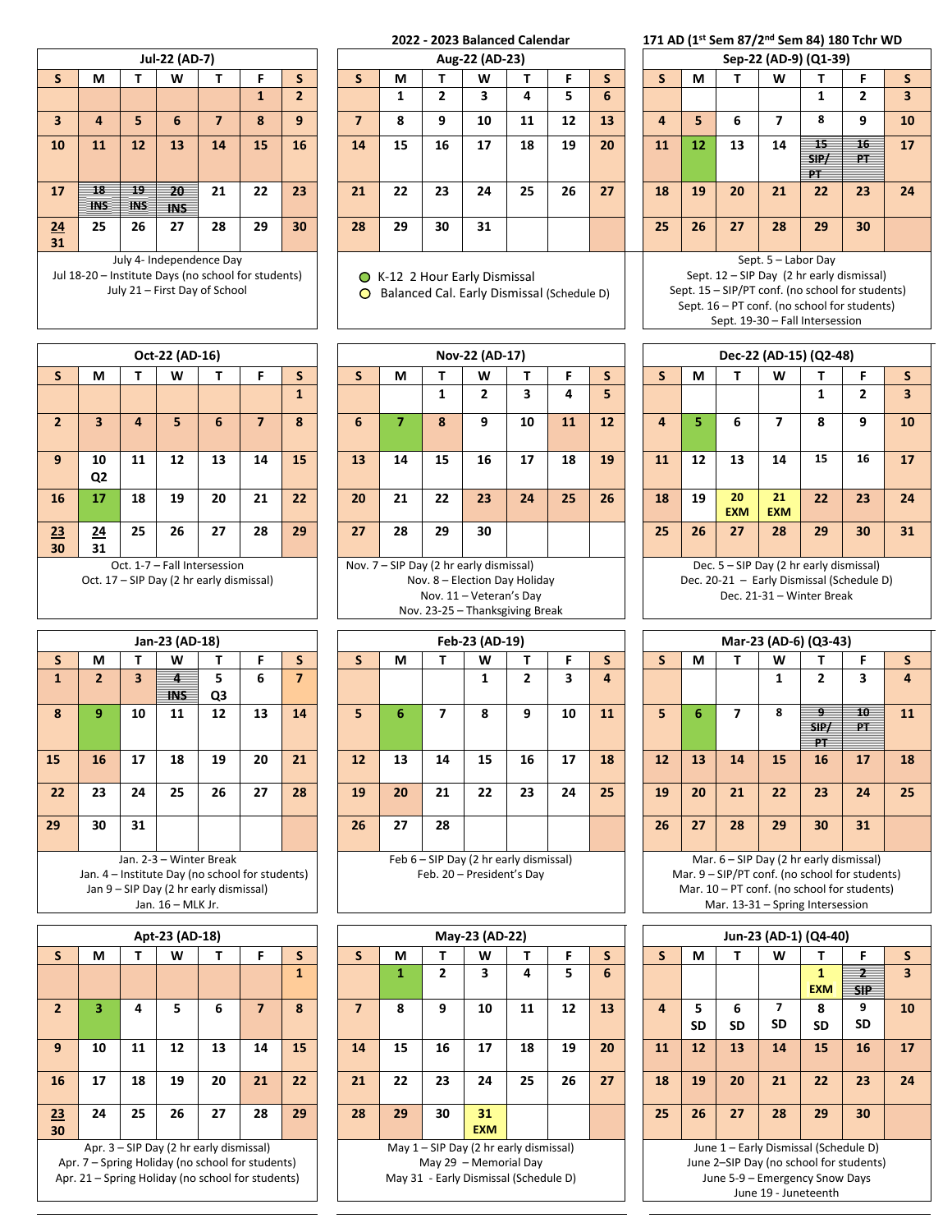# 2022 - 2023 Balanced Calendar

**171 AD (1st Sem 87/2nd Sem 84) 180 Tchr WD**

### Jul-22 (AD-7)

| S | M | T | W | T | F | S |
|---|---|---|---|---|---|---|
| | | | | | 1 | 2 |
| 3 | 4 | 5 | 6 | 7 | 8 | 9 |
| 10 | 11 | 12 | 13 | 14 | 15 | 16 |
| 17 | 18 INS | 19 INS | 20 INS | 21 | 22 | 23 |
| 24 / 31 | 25 | 26 | 27 | 28 | 29 | 30 |

July 4- Independence Day
Jul 18-20 – Institute Days (no school for students)
July 21 – First Day of School

### Aug-22 (AD-23)

| S | M | T | W | T | F | S |
|---|---|---|---|---|---|---|
| | 1 | 2 | 3 | 4 | 5 | 6 |
| 7 | 8 | 9 | 10 | 11 | 12 | 13 |
| 14 | 15 | 16 | 17 | 18 | 19 | 20 |
| 21 | 22 | 23 | 24 | 25 | 26 | 27 |
| 28 | 29 | 30 | 31 | | | |

- K-12 2 Hour Early Dismissal (green)
- Balanced Cal. Early Dismissal (Schedule D) (yellow)

### Sep-22 (AD-9) (Q1-39)

| S | M | T | W | T | F | S |
|---|---|---|---|---|---|---|
| | | | | 1 | 2 | 3 |
| 4 | 5 | 6 | 7 | 8 | 9 | 10 |
| 11 | 12 | 13 | 14 | 15 SIP/PT | 16 PT | 17 |
| 18 | 19 | 20 | 21 | 22 | 23 | 24 |
| 25 | 26 | 27 | 28 | 29 | 30 | |

Sept. 5 – Labor Day
Sept. 12 – SIP Day (2 hr early dismissal)
Sept. 15 – SIP/PT conf. (no school for students)
Sept. 16 – PT conf. (no school for students)
Sept. 19-30 – Fall Intersession

### Oct-22 (AD-16)

| S | M | T | W | T | F | S |
|---|---|---|---|---|---|---|
| | | | | | | 1 |
| 2 | 3 | 4 | 5 | 6 | 7 | 8 |
| 9 | 10 Q2 | 11 | 12 | 13 | 14 | 15 |
| 16 | 17 | 18 | 19 | 20 | 21 | 22 |
| 23 / 30 | 24 / 31 | 25 | 26 | 27 | 28 | 29 |

Oct. 1-7 – Fall Intersession
Oct. 17 – SIP Day (2 hr early dismissal)

### Nov-22 (AD-17)

| S | M | T | W | T | F | S |
|---|---|---|---|---|---|---|
| | | 1 | 2 | 3 | 4 | 5 |
| 6 | 7 | 8 | 9 | 10 | 11 | 12 |
| 13 | 14 | 15 | 16 | 17 | 18 | 19 |
| 20 | 21 | 22 | 23 | 24 | 25 | 26 |
| 27 | 28 | 29 | 30 | | | |

Nov. 7 – SIP Day (2 hr early dismissal)
Nov. 8 – Election Day Holiday
Nov. 11 – Veteran's Day
Nov. 23-25 – Thanksgiving Break

### Dec-22 (AD-15) (Q2-48)

| S | M | T | W | T | F | S |
|---|---|---|---|---|---|---|
| | | | | 1 | 2 | 3 |
| 4 | 5 | 6 | 7 | 8 | 9 | 10 |
| 11 | 12 | 13 | 14 | 15 | 16 | 17 |
| 18 | 19 | 20 EXM | 21 EXM | 22 | 23 | 24 |
| 25 | 26 | 27 | 28 | 29 | 30 | 31 |

Dec. 5 – SIP Day (2 hr early dismissal)
Dec. 20-21 – Early Dismissal (Schedule D)
Dec. 21-31 – Winter Break

### Jan-23 (AD-18)

| S | M | T | W | T | F | S |
|---|---|---|---|---|---|---|
| 1 | 2 | 3 | 4 INS | 5 Q3 | 6 | 7 |
| 8 | 9 | 10 | 11 | 12 | 13 | 14 |
| 15 | 16 | 17 | 18 | 19 | 20 | 21 |
| 22 | 23 | 24 | 25 | 26 | 27 | 28 |
| 29 | 30 | 31 | | | | |

Jan. 2-3 – Winter Break
Jan. 4 – Institute Day (no school for students)
Jan 9 – SIP Day (2 hr early dismissal)
Jan. 16 – MLK Jr.

### Feb-23 (AD-19)

| S | M | T | W | T | F | S |
|---|---|---|---|---|---|---|
| | | | 1 | 2 | 3 | 4 |
| 5 | 6 | 7 | 8 | 9 | 10 | 11 |
| 12 | 13 | 14 | 15 | 16 | 17 | 18 |
| 19 | 20 | 21 | 22 | 23 | 24 | 25 |
| 26 | 27 | 28 | | | | |

Feb 6 – SIP Day (2 hr early dismissal)
Feb. 20 – President's Day

### Mar-23 (AD-6) (Q3-43)

| S | M | T | W | T | F | S |
|---|---|---|---|---|---|---|
| | | | 1 | 2 | 3 | 4 |
| 5 | 6 | 7 | 8 | 9 SIP/PT | 10 PT | 11 |
| 12 | 13 | 14 | 15 | 16 | 17 | 18 |
| 19 | 20 | 21 | 22 | 23 | 24 | 25 |
| 26 | 27 | 28 | 29 | 30 | 31 | |

Mar. 6 – SIP Day (2 hr early dismissal)
Mar. 9 – SIP/PT conf. (no school for students)
Mar. 10 – PT conf. (no school for students)
Mar. 13-31 – Spring Intersession

### Apt-23 (AD-18)

| S | M | T | W | T | F | S |
|---|---|---|---|---|---|---|
| | | | | | | 1 |
| 2 | 3 | 4 | 5 | 6 | 7 | 8 |
| 9 | 10 | 11 | 12 | 13 | 14 | 15 |
| 16 | 17 | 18 | 19 | 20 | 21 | 22 |
| 23 / 30 | 24 | 25 | 26 | 27 | 28 | 29 |

Apr. 3 – SIP Day (2 hr early dismissal)
Apr. 7 – Spring Holiday (no school for students)
Apr. 21 – Spring Holiday (no school for students)

### May-23 (AD-22)

| S | M | T | W | T | F | S |
|---|---|---|---|---|---|---|
| | 1 | 2 | 3 | 4 | 5 | 6 |
| 7 | 8 | 9 | 10 | 11 | 12 | 13 |
| 14 | 15 | 16 | 17 | 18 | 19 | 20 |
| 21 | 22 | 23 | 24 | 25 | 26 | 27 |
| 28 | 29 | 30 | 31 EXM | | | |

May 1 – SIP Day (2 hr early dismissal)
May 29 – Memorial Day
May 31 - Early Dismissal (Schedule D)

### Jun-23 (AD-1) (Q4-40)

| S | M | T | W | T | F | S |
|---|---|---|---|---|---|---|
| | | | | 1 EXM | 2 SIP | 3 |
| 4 | 5 SD | 6 SD | 7 SD | 8 SD | 9 SD | 10 |
| 11 | 12 | 13 | 14 | 15 | 16 | 17 |
| 18 | 19 | 20 | 21 | 22 | 23 | 24 |
| 25 | 26 | 27 | 28 | 29 | 30 | |

June 1 – Early Dismissal (Schedule D)
June 2–SIP Day (no school for students)
June 5-9 – Emergency Snow Days
June 19 - Juneteenth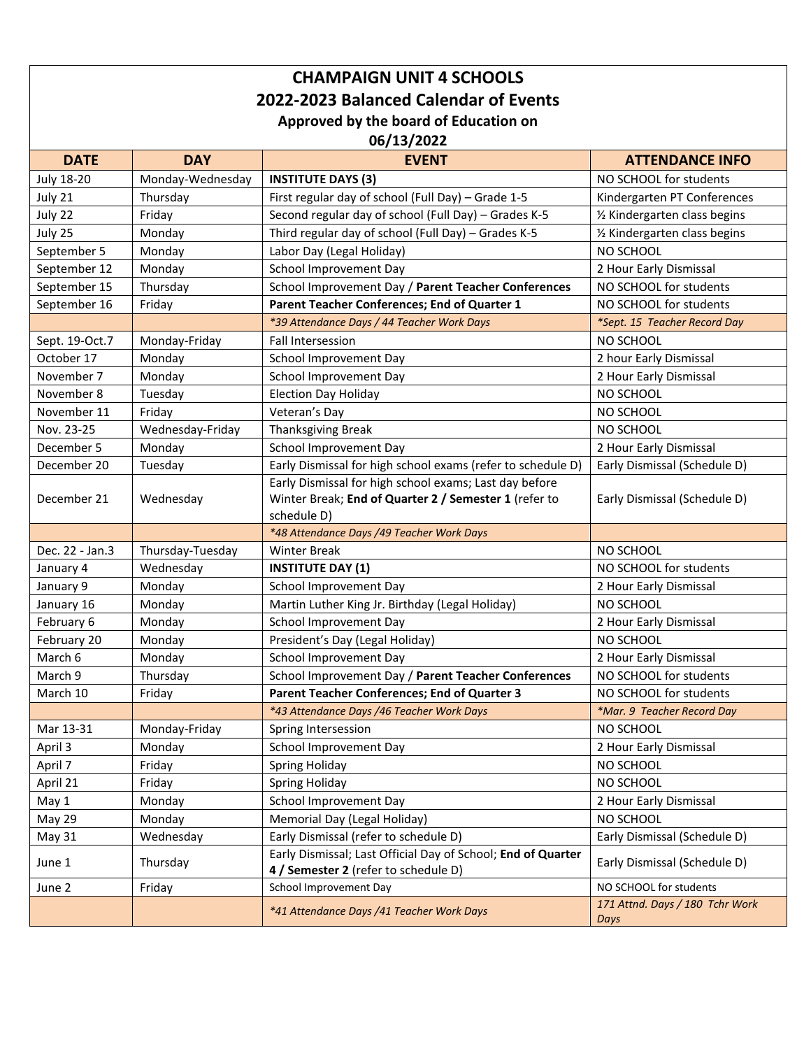# CHAMPAIGN UNIT 4 SCHOOLS
## 2022-2023 Balanced Calendar of Events
### Approved by the board of Education on 06/13/2022

| DATE | DAY | EVENT | ATTENDANCE INFO |
|---|---|---|---|
| July 18-20 | Monday-Wednesday | **INSTITUTE DAYS (3)** | NO SCHOOL for students |
| July 21 | Thursday | First regular day of school (Full Day) – Grade 1-5 | Kindergarten PT Conferences |
| July 22 | Friday | Second regular day of school (Full Day) – Grades K-5 | ½ Kindergarten class begins |
| July 25 | Monday | Third regular day of school (Full Day) – Grades K-5 | ½ Kindergarten class begins |
| September 5 | Monday | Labor Day (Legal Holiday) | NO SCHOOL |
| September 12 | Monday | School Improvement Day | 2 Hour Early Dismissal |
| September 15 | Thursday | School Improvement Day / **Parent Teacher Conferences** | NO SCHOOL for students |
| September 16 | Friday | **Parent Teacher Conferences; End of Quarter 1** | NO SCHOOL for students |
| | | *\*39 Attendance Days / 44 Teacher Work Days* | *\*Sept. 15 Teacher Record Day* |
| Sept. 19-Oct.7 | Monday-Friday | Fall Intersession | NO SCHOOL |
| October 17 | Monday | School Improvement Day | 2 hour Early Dismissal |
| November 7 | Monday | School Improvement Day | 2 Hour Early Dismissal |
| November 8 | Tuesday | Election Day Holiday | NO SCHOOL |
| November 11 | Friday | Veteran's Day | NO SCHOOL |
| Nov. 23-25 | Wednesday-Friday | Thanksgiving Break | NO SCHOOL |
| December 5 | Monday | School Improvement Day | 2 Hour Early Dismissal |
| December 20 | Tuesday | Early Dismissal for high school exams (refer to schedule D) | Early Dismissal (Schedule D) |
| December 21 | Wednesday | Early Dismissal for high school exams; Last day before Winter Break; **End of Quarter 2 / Semester 1** (refer to schedule D) | Early Dismissal (Schedule D) |
| | | *\*48 Attendance Days /49 Teacher Work Days* | |
| Dec. 22 - Jan.3 | Thursday-Tuesday | Winter Break | NO SCHOOL |
| January 4 | Wednesday | **INSTITUTE DAY (1)** | NO SCHOOL for students |
| January 9 | Monday | School Improvement Day | 2 Hour Early Dismissal |
| January 16 | Monday | Martin Luther King Jr. Birthday (Legal Holiday) | NO SCHOOL |
| February 6 | Monday | School Improvement Day | 2 Hour Early Dismissal |
| February 20 | Monday | President's Day (Legal Holiday) | NO SCHOOL |
| March 6 | Monday | School Improvement Day | 2 Hour Early Dismissal |
| March 9 | Thursday | School Improvement Day / **Parent Teacher Conferences** | NO SCHOOL for students |
| March 10 | Friday | **Parent Teacher Conferences; End of Quarter 3** | NO SCHOOL for students |
| | | *\*43 Attendance Days /46 Teacher Work Days* | *\*Mar. 9 Teacher Record Day* |
| Mar 13-31 | Monday-Friday | Spring Intersession | NO SCHOOL |
| April 3 | Monday | School Improvement Day | 2 Hour Early Dismissal |
| April 7 | Friday | Spring Holiday | NO SCHOOL |
| April 21 | Friday | Spring Holiday | NO SCHOOL |
| May 1 | Monday | School Improvement Day | 2 Hour Early Dismissal |
| May 29 | Monday | Memorial Day (Legal Holiday) | NO SCHOOL |
| May 31 | Wednesday | Early Dismissal (refer to schedule D) | Early Dismissal (Schedule D) |
| June 1 | Thursday | Early Dismissal; Last Official Day of School; **End of Quarter 4 / Semester 2** (refer to schedule D) | Early Dismissal (Schedule D) |
| June 2 | Friday | School Improvement Day | NO SCHOOL for students |
| | | *\*41 Attendance Days /41 Teacher Work Days* | *171 Attnd. Days / 180 Tchr Work Days* |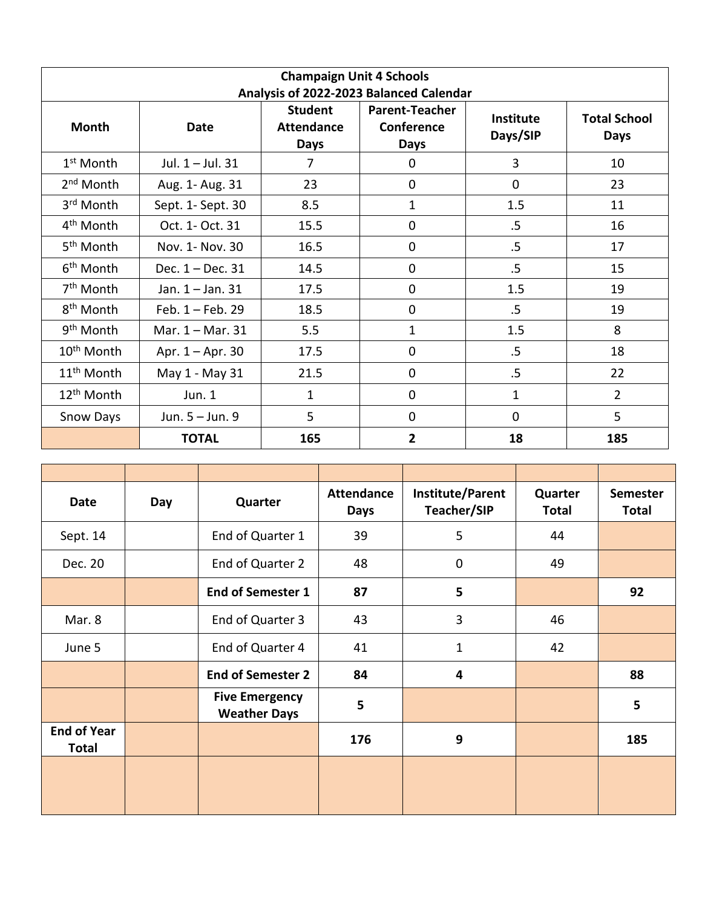| Champaign Unit 4 Schools<br>Analysis of 2022-2023 Balanced Calendar | | | | | |
|---|---|---|---|---|---|
| **Month** | **Date** | **Student Attendance Days** | **Parent-Teacher Conference Days** | **Institute Days/SIP** | **Total School Days** |
| 1st Month | Jul. 1 – Jul. 31 | 7 | 0 | 3 | 10 |
| 2nd Month | Aug. 1- Aug. 31 | 23 | 0 | 0 | 23 |
| 3rd Month | Sept. 1- Sept. 30 | 8.5 | 1 | 1.5 | 11 |
| 4th Month | Oct. 1- Oct. 31 | 15.5 | 0 | .5 | 16 |
| 5th Month | Nov. 1- Nov. 30 | 16.5 | 0 | .5 | 17 |
| 6th Month | Dec. 1 – Dec. 31 | 14.5 | 0 | .5 | 15 |
| 7th Month | Jan. 1 – Jan. 31 | 17.5 | 0 | 1.5 | 19 |
| 8th Month | Feb. 1 – Feb. 29 | 18.5 | 0 | .5 | 19 |
| 9th Month | Mar. 1 – Mar. 31 | 5.5 | 1 | 1.5 | 8 |
| 10th Month | Apr. 1 – Apr. 30 | 17.5 | 0 | .5 | 18 |
| 11th Month | May 1 - May 31 | 21.5 | 0 | .5 | 22 |
| 12th Month | Jun. 1 | 1 | 0 | 1 | 2 |
| Snow Days | Jun. 5 – Jun. 9 | 5 | 0 | 0 | 5 |
| | **TOTAL** | **165** | **2** | **18** | **185** |

| | | | | | | |
|---|---|---|---|---|---|---|
| **Date** | **Day** | **Quarter** | **Attendance Days** | **Institute/Parent Teacher/SIP** | **Quarter Total** | **Semester Total** |
| Sept. 14 | | End of Quarter 1 | 39 | 5 | 44 | |
| Dec. 20 | | End of Quarter 2 | 48 | 0 | 49 | |
| | | **End of Semester 1** | **87** | **5** | | **92** |
| Mar. 8 | | End of Quarter 3 | 43 | 3 | 46 | |
| June 5 | | End of Quarter 4 | 41 | 1 | 42 | |
| | | **End of Semester 2** | **84** | **4** | | **88** |
| | | **Five Emergency Weather Days** | **5** | | | **5** |
| **End of Year Total** | | | **176** | **9** | | **185** |
| | | | | | | |